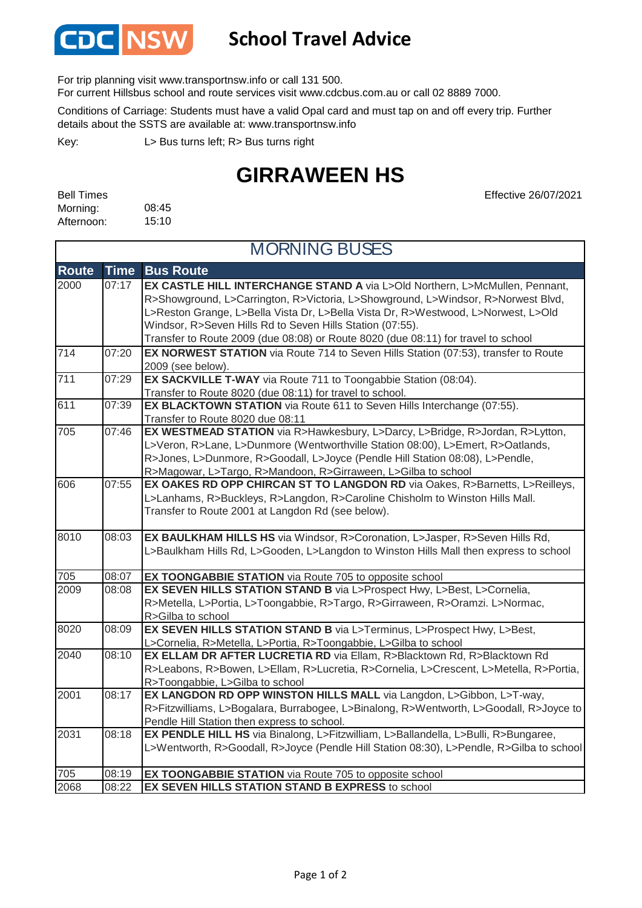# CDC NSW School Travel Advice

For trip planning visit www.transportnsw.info or call 131 500.
For current Hillsbus school and route services visit www.cdcbus.com.au or call 02 8889 7000.

Conditions of Carriage: Students must have a valid Opal card and must tap on and off every trip. Further details about the SSTS are available at: www.transportnsw.info

Key: L> Bus turns left; R> Bus turns right

## GIRRAWEEN HS

Effective 26/07/2021

Bell Times
Morning: 08:45
Afternoon: 15:10

### MORNING BUSES

| Route | Time | Bus Route |
|---|---|---|
| 2000 | 07:17 | **EX CASTLE HILL INTERCHANGE STAND A** via L>Old Northern, L>McMullen, Pennant, R>Showground, L>Carrington, R>Victoria, L>Showground, L>Windsor, R>Norwest Blvd, L>Reston Grange, L>Bella Vista Dr, L>Bella Vista Dr, R>Westwood, L>Norwest, L>Old Windsor, R>Seven Hills Rd to Seven Hills Station (07:55). Transfer to Route 2009 (due 08:08) or Route 8020 (due 08:11) for travel to school |
| 714 | 07:20 | **EX NORWEST STATION** via Route 714 to Seven Hills Station (07:53), transfer to Route 2009 (see below). |
| 711 | 07:29 | **EX SACKVILLE T-WAY** via Route 711 to Toongabbie Station (08:04). Transfer to Route 8020 (due 08:11) for travel to school. |
| 611 | 07:39 | **EX BLACKTOWN STATION** via Route 611 to Seven Hills Interchange (07:55). Transfer to Route 8020 due 08:11 |
| 705 | 07:46 | **EX WESTMEAD STATION** via R>Hawkesbury, L>Darcy, L>Bridge, R>Jordan, R>Lytton, L>Veron, R>Lane, L>Dunmore (Wentworthville Station 08:00), L>Emert, R>Oatlands, R>Jones, L>Dunmore, R>Goodall, L>Joyce (Pendle Hill Station 08:08), L>Pendle, R>Magowar, L>Targo, R>Mandoon, R>Girraween, L>Gilba to school |
| 606 | 07:55 | **EX OAKES RD OPP CHIRCAN ST TO LANGDON RD** via Oakes, R>Barnetts, L>Reilleys, L>Lanhams, R>Buckleys, R>Langdon, R>Caroline Chisholm to Winston Hills Mall. Transfer to Route 2001 at Langdon Rd (see below). |
| 8010 | 08:03 | **EX BAULKHAM HILLS HS** via Windsor, R>Coronation, L>Jasper, R>Seven Hills Rd, L>Baulkham Hills Rd, L>Gooden, L>Langdon to Winston Hills Mall then express to school |
| 705 | 08:07 | **EX TOONGABBIE STATION** via Route 705 to opposite school |
| 2009 | 08:08 | **EX SEVEN HILLS STATION STAND B** via L>Prospect Hwy, L>Best, L>Cornelia, R>Metella, L>Portia, L>Toongabbie, R>Targo, R>Girraween, R>Oramzi. L>Normac, R>Gilba to school |
| 8020 | 08:09 | **EX SEVEN HILLS STATION STAND B** via L>Terminus, L>Prospect Hwy, L>Best, L>Cornelia, R>Metella, L>Portia, R>Toongabbie, L>Gilba to school |
| 2040 | 08:10 | **EX ELLAM DR AFTER LUCRETIA RD** via Ellam, R>Blacktown Rd, R>Blacktown Rd R>Leabons, R>Bowen, L>Ellam, R>Lucretia, R>Cornelia, L>Crescent, L>Metella, R>Portia, R>Toongabbie, L>Gilba to school |
| 2001 | 08:17 | **EX LANGDON RD OPP WINSTON HILLS MALL** via Langdon, L>Gibbon, L>T-way, R>Fitzwilliams, L>Bogalara, Burrabogee, L>Binalong, R>Wentworth, L>Goodall, R>Joyce to Pendle Hill Station then express to school. |
| 2031 | 08:18 | **EX PENDLE HILL HS** via Binalong, L>Fitzwilliam, L>Ballandella, L>Bulli, R>Bungaree, L>Wentworth, R>Goodall, R>Joyce (Pendle Hill Station 08:30), L>Pendle, R>Gilba to school |
| 705 | 08:19 | **EX TOONGABBIE STATION** via Route 705 to opposite school |
| 2068 | 08:22 | **EX SEVEN HILLS STATION STAND B EXPRESS** to school |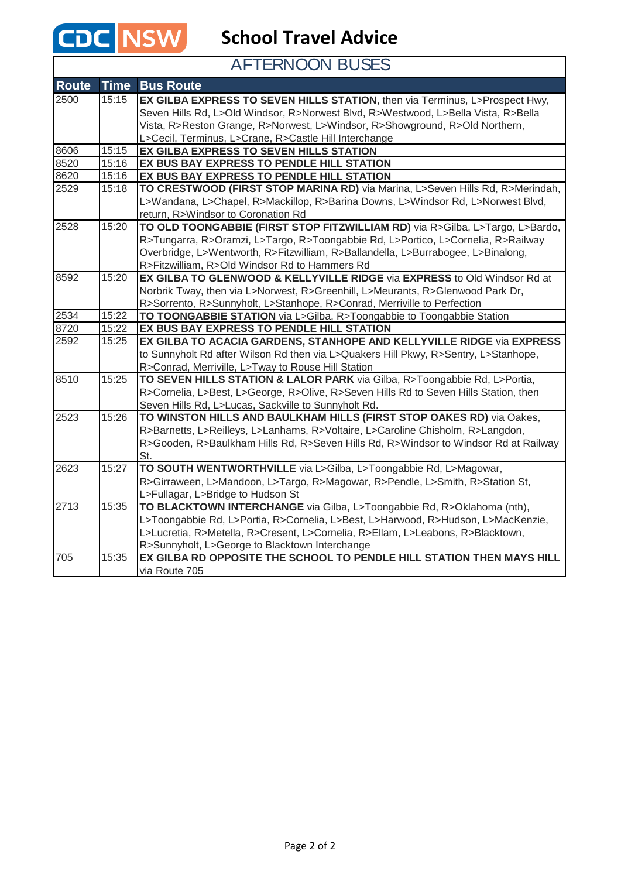CDC NSW

# School Travel Advice

## AFTERNOON BUSES

| Route | Time | Bus Route |
|---|---|---|
| 2500 | 15:15 | **EX GILBA EXPRESS TO SEVEN HILLS STATION**, then via Terminus, L>Prospect Hwy, Seven Hills Rd, L>Old Windsor, R>Norwest Blvd, R>Westwood, L>Bella Vista, R>Bella Vista, R>Reston Grange, R>Norwest, L>Windsor, R>Showground, R>Old Northern, L>Cecil, Terminus, L>Crane, R>Castle Hill Interchange |
| 8606 | 15:15 | **EX GILBA EXPRESS TO SEVEN HILLS STATION** |
| 8520 | 15:16 | **EX BUS BAY EXPRESS TO PENDLE HILL STATION** |
| 8620 | 15:16 | **EX BUS BAY EXPRESS TO PENDLE HILL STATION** |
| 2529 | 15:18 | **TO CRESTWOOD (FIRST STOP MARINA RD)** via Marina, L>Seven Hills Rd, R>Merindah, L>Wandana, L>Chapel, R>Mackillop, R>Barina Downs, L>Windsor Rd, L>Norwest Blvd, return, R>Windsor to Coronation Rd |
| 2528 | 15:20 | **TO OLD TOONGABBIE (FIRST STOP FITZWILLIAM RD)** via R>Gilba, L>Targo, L>Bardo, R>Tungarra, R>Oramzi, L>Targo, R>Toongabbie Rd, L>Portico, L>Cornelia, R>Railway Overbridge, L>Wentworth, R>Fitzwilliam, R>Ballandella, L>Burrabogee, L>Binalong, R>Fitzwilliam, R>Old Windsor Rd to Hammers Rd |
| 8592 | 15:20 | **EX GILBA TO GLENWOOD & KELLYVILLE RIDGE** via **EXPRESS** to Old Windsor Rd at Norbrik Tway, then via L>Norwest, R>Greenhill, L>Meurants, R>Glenwood Park Dr, R>Sorrento, R>Sunnyholt, L>Stanhope, R>Conrad, Merriville to Perfection |
| 2534 | 15:22 | **TO TOONGABBIE STATION** via L>Gilba, R>Toongabbie to Toongabbie Station |
| 8720 | 15:22 | **EX BUS BAY EXPRESS TO PENDLE HILL STATION** |
| 2592 | 15:25 | **EX GILBA TO ACACIA GARDENS, STANHOPE AND KELLYVILLE RIDGE** via **EXPRESS** to Sunnyholt Rd after Wilson Rd then via L>Quakers Hill Pkwy, R>Sentry, L>Stanhope, R>Conrad, Merriville, L>Tway to Rouse Hill Station |
| 8510 | 15:25 | **TO SEVEN HILLS STATION & LALOR PARK** via Gilba, R>Toongabbie Rd, L>Portia, R>Cornelia, L>Best, L>George, R>Olive, R>Seven Hills Rd to Seven Hills Station, then Seven Hills Rd, L>Lucas, Sackville to Sunnyholt Rd. |
| 2523 | 15:26 | **TO WINSTON HILLS AND BAULKHAM HILLS (FIRST STOP OAKES RD)** via Oakes, R>Barnetts, L>Reilleys, L>Lanhams, R>Voltaire, L>Caroline Chisholm, R>Langdon, R>Gooden, R>Baulkham Hills Rd, R>Seven Hills Rd, R>Windsor to Windsor Rd at Railway St. |
| 2623 | 15:27 | **TO SOUTH WENTWORTHVILLE** via L>Gilba, L>Toongabbie Rd, L>Magowar, R>Girraween, L>Mandoon, L>Targo, R>Magowar, R>Pendle, L>Smith, R>Station St, L>Fullagar, L>Bridge to Hudson St |
| 2713 | 15:35 | **TO BLACKTOWN INTERCHANGE** via Gilba, L>Toongabbie Rd, R>Oklahoma (nth), L>Toongabbie Rd, L>Portia, R>Cornelia, L>Best, L>Harwood, R>Hudson, L>MacKenzie, L>Lucretia, R>Metella, R>Cresent, L>Cornelia, R>Ellam, L>Leabons, R>Blacktown, R>Sunnyholt, L>George to Blacktown Interchange |
| 705 | 15:35 | **EX GILBA RD OPPOSITE THE SCHOOL TO PENDLE HILL STATION THEN MAYS HILL** via Route 705 |